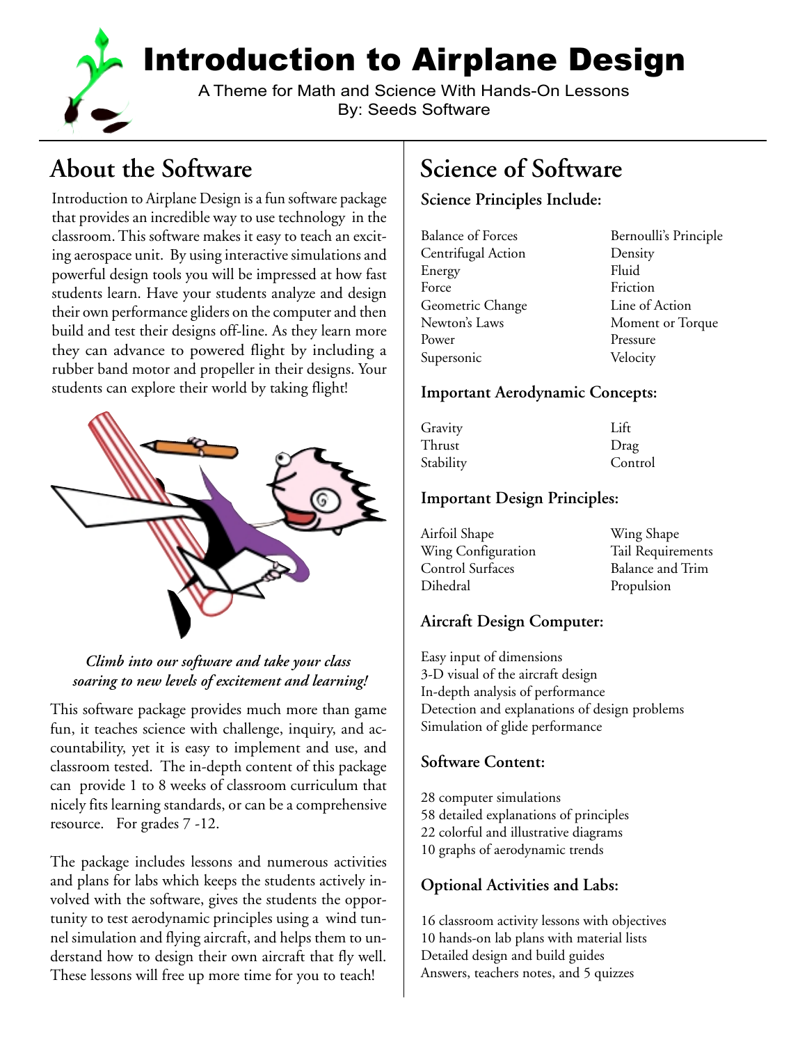# Introduction to Airplane Design

A Theme for Math and Science With Hands-On Lessons
By: Seeds Software

## About the Software

Introduction to Airplane Design is a fun software package that provides an incredible way to use technology in the classroom. This software makes it easy to teach an exciting aerospace unit. By using interactive simulations and powerful design tools you will be impressed at how fast students learn. Have your students analyze and design their own performance gliders on the computer and then build and test their designs off-line. As they learn more they can advance to powered flight by including a rubber band motor and propeller in their designs. Your students can explore their world by taking flight!

***Climb into our software and take your class soaring to new levels of excitement and learning!***

This software package provides much more than game fun, it teaches science with challenge, inquiry, and accountability, yet it is easy to implement and use, and classroom tested. The in-depth content of this package can provide 1 to 8 weeks of classroom curriculum that nicely fits learning standards, or can be a comprehensive resource. For grades 7 -12.

The package includes lessons and numerous activities and plans for labs which keeps the students actively involved with the software, gives the students the opportunity to test aerodynamic principles using a wind tunnel simulation and flying aircraft, and helps them to understand how to design their own aircraft that fly well. These lessons will free up more time for you to teach!

## Science of Software

### Science Principles Include:

- Balance of Forces
- Centrifugal Action
- Energy
- Force
- Geometric Change
- Newton's Laws
- Power
- Supersonic
- Bernoulli's Principle
- Density
- Fluid
- Friction
- Line of Action
- Moment or Torque
- Pressure
- Velocity

### Important Aerodynamic Concepts:

- Gravity
- Thrust
- Stability
- Lift
- Drag
- Control

### Important Design Principles:

- Airfoil Shape
- Wing Configuration
- Control Surfaces
- Dihedral
- Wing Shape
- Tail Requirements
- Balance and Trim
- Propulsion

### Aircraft Design Computer:

- Easy input of dimensions
- 3-D visual of the aircraft design
- In-depth analysis of performance
- Detection and explanations of design problems
- Simulation of glide performance

### Software Content:

- 28 computer simulations
- 58 detailed explanations of principles
- 22 colorful and illustrative diagrams
- 10 graphs of aerodynamic trends

### Optional Activities and Labs:

- 16 classroom activity lessons with objectives
- 10 hands-on lab plans with material lists
- Detailed design and build guides
- Answers, teachers notes, and 5 quizzes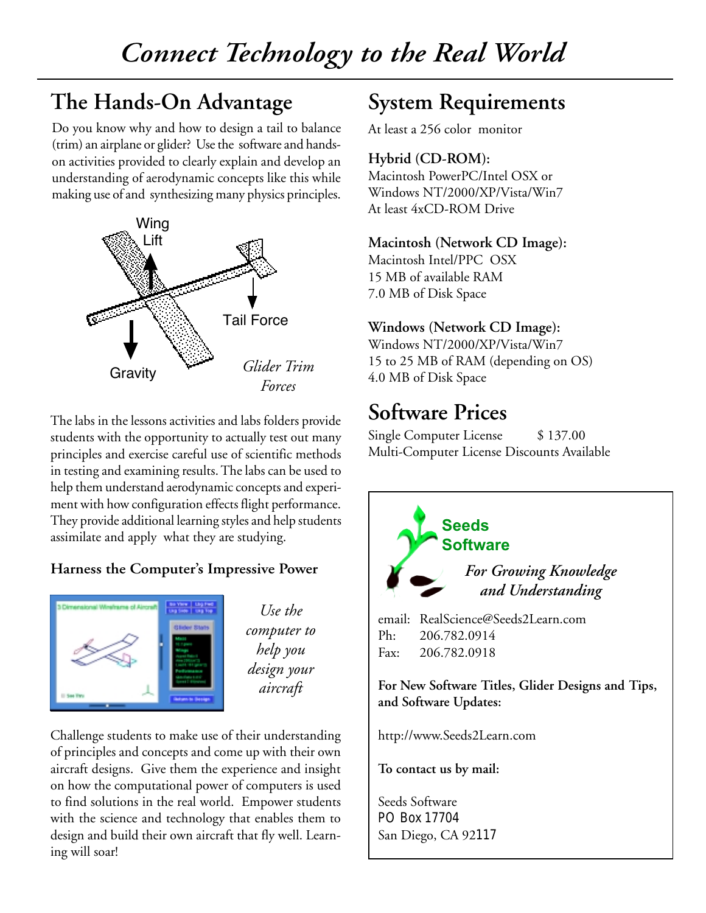# *Connect Technology to the Real World*

## The Hands-On Advantage

Do you know why and how to design a tail to balance (trim) an airplane or glider? Use the software and hands-on activities provided to clearly explain and develop an understanding of aerodynamic concepts like this while making use of and synthesizing many physics principles.

Wing Lift

Tail Force

Gravity

*Glider Trim Forces*

The labs in the lessons activities and labs folders provide students with the opportunity to actually test out many principles and exercise careful use of scientific methods in testing and examining results. The labs can be used to help them understand aerodynamic concepts and experiment with how configuration effects flight performance. They provide additional learning styles and help students assimilate and apply what they are studying.

### Harness the Computer's Impressive Power

*Use the computer to help you design your aircraft*

Challenge students to make use of their understanding of principles and concepts and come up with their own aircraft designs. Give them the experience and insight on how the computational power of computers is used to find solutions in the real world. Empower students with the science and technology that enables them to design and build their own aircraft that fly well. Learning will soar!

## System Requirements

At least a 256 color monitor

**Hybrid (CD-ROM):**
Macintosh PowerPC/Intel OSX or
Windows NT/2000/XP/Vista/Win7
At least 4xCD-ROM Drive

**Macintosh (Network CD Image):**
Macintosh Intel/PPC OSX
15 MB of available RAM
7.0 MB of Disk Space

**Windows (Network CD Image):**
Windows NT/2000/XP/Vista/Win7
15 to 25 MB of RAM (depending on OS)
4.0 MB of Disk Space

## Software Prices

Single Computer License $ 137.00
Multi-Computer License Discounts Available

**Seeds Software**

*For Growing Knowledge and Understanding*

email: RealScience@Seeds2Learn.com
Ph: 206.782.0914
Fax: 206.782.0918

**For New Software Titles, Glider Designs and Tips, and Software Updates:**

http://www.Seeds2Learn.com

**To contact us by mail:**

Seeds Software
PO Box 17704
San Diego, CA 92117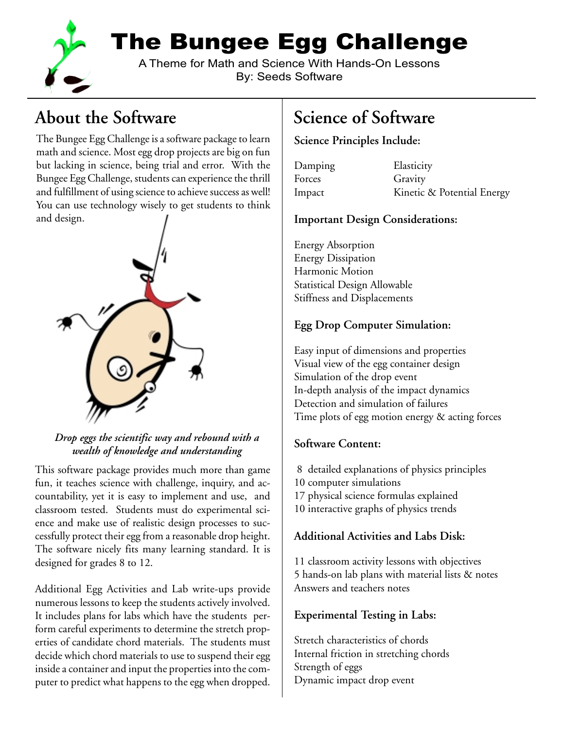# The Bungee Egg Challenge

A Theme for Math and Science With Hands-On Lessons
By: Seeds Software

## About the Software

The Bungee Egg Challenge is a software package to learn math and science. Most egg drop projects are big on fun but lacking in science, being trial and error. With the Bungee Egg Challenge, students can experience the thrill and fulfillment of using science to achieve success as well! You can use technology wisely to get students to think and design.

*Drop eggs the scientific way and rebound with a wealth of knowledge and understanding*

This software package provides much more than game fun, it teaches science with challenge, inquiry, and accountability, yet it is easy to implement and use, and classroom tested. Students must do experimental science and make use of realistic design processes to successfully protect their egg from a reasonable drop height. The software nicely fits many learning standard. It is designed for grades 8 to 12.

Additional Egg Activities and Lab write-ups provide numerous lessons to keep the students actively involved. It includes plans for labs which have the students perform careful experiments to determine the stretch properties of candidate chord materials. The students must decide which chord materials to use to suspend their egg inside a container and input the properties into the computer to predict what happens to the egg when dropped.

## Science of Software

**Science Principles Include:**

| | |
|---|---|
| Damping | Elasticity |
| Forces | Gravity |
| Impact | Kinetic & Potential Energy |

**Important Design Considerations:**

Energy Absorption
Energy Dissipation
Harmonic Motion
Statistical Design Allowable
Stiffness and Displacements

**Egg Drop Computer Simulation:**

Easy input of dimensions and properties
Visual view of the egg container design
Simulation of the drop event
In-depth analysis of the impact dynamics
Detection and simulation of failures
Time plots of egg motion energy & acting forces

**Software Content:**

8 detailed explanations of physics principles
10 computer simulations
17 physical science formulas explained
10 interactive graphs of physics trends

**Additional Activities and Labs Disk:**

11 classroom activity lessons with objectives
5 hands-on lab plans with material lists & notes
Answers and teachers notes

**Experimental Testing in Labs:**

Stretch characteristics of chords
Internal friction in stretching chords
Strength of eggs
Dynamic impact drop event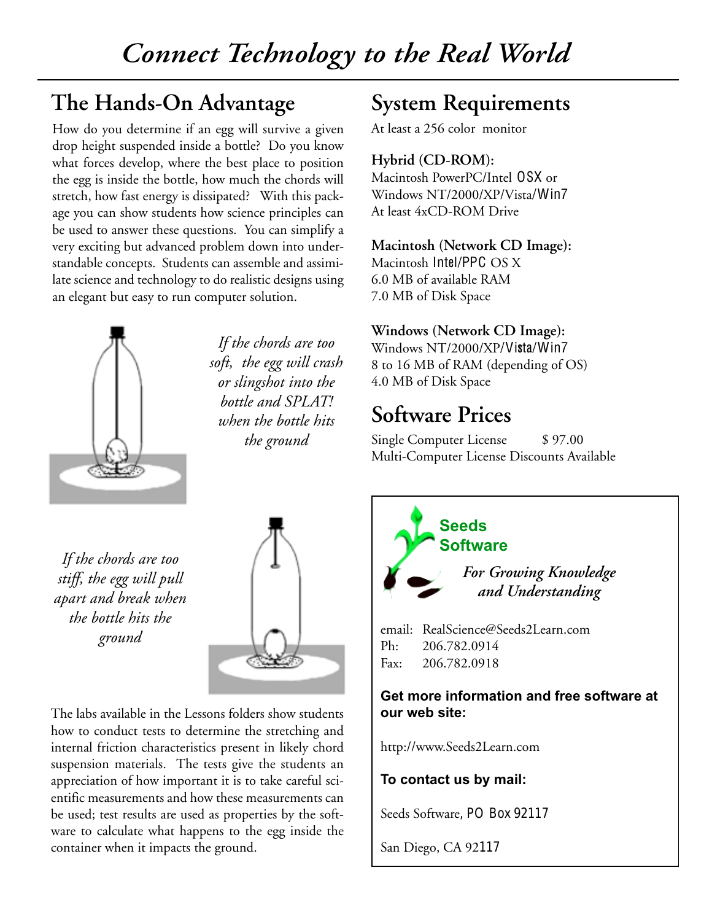# *Connect Technology to the Real World*

## The Hands-On Advantage

How do you determine if an egg will survive a given drop height suspended inside a bottle? Do you know what forces develop, where the best place to position the egg is inside the bottle, how much the chords will stretch, how fast energy is dissipated? With this package you can show students how science principles can be used to answer these questions. You can simplify a very exciting but advanced problem down into understandable concepts. Students can assemble and assimilate science and technology to do realistic designs using an elegant but easy to run computer solution.

*If the chords are too soft, the egg will crash or slingshot into the bottle and SPLAT! when the bottle hits the ground*

*If the chords are too stiff, the egg will pull apart and break when the bottle hits the ground*

The labs available in the Lessons folders show students how to conduct tests to determine the stretching and internal friction characteristics present in likely chord suspension materials. The tests give the students an appreciation of how important it is to take careful scientific measurements and how these measurements can be used; test results are used as properties by the software to calculate what happens to the egg inside the container when it impacts the ground.

## System Requirements

At least a 256 color monitor

**Hybrid (CD-ROM):**
Macintosh PowerPC/Intel OSX or
Windows NT/2000/XP/Vista/Win7
At least 4xCD-ROM Drive

**Macintosh (Network CD Image):**
Macintosh Intel/PPC OS X
6.0 MB of available RAM
7.0 MB of Disk Space

**Windows (Network CD Image):**
Windows NT/2000/XP/Vista/Win7
8 to 16 MB of RAM (depending of OS)
4.0 MB of Disk Space

## Software Prices

Single Computer License $ 97.00
Multi-Computer License Discounts Available

**Seeds Software**

*For Growing Knowledge and Understanding*

email: RealScience@Seeds2Learn.com
Ph: 206.782.0914
Fax: 206.782.0918

**Get more information and free software at our web site:**

http://www.Seeds2Learn.com

**To contact us by mail:**

Seeds Software, PO Box 92117

San Diego, CA 92117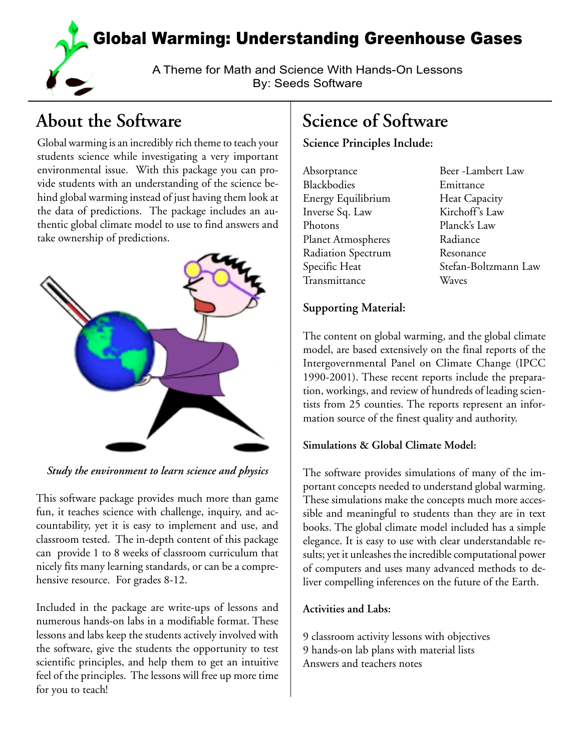# Global Warming: Understanding Greenhouse Gases

A Theme for Math and Science With Hands-On Lessons
By: Seeds Software

## About the Software

Global warming is an incredibly rich theme to teach your students science while investigating a very important environmental issue. With this package you can provide students with an understanding of the science behind global warming instead of just having them look at the data of predictions. The package includes an authentic global climate model to use to find answers and take ownership of predictions.

*Study the environment to learn science and physics*

This software package provides much more than game fun, it teaches science with challenge, inquiry, and accountability, yet it is easy to implement and use, and classroom tested. The in-depth content of this package can provide 1 to 8 weeks of classroom curriculum that nicely fits many learning standards, or can be a comprehensive resource. For grades 8-12.

Included in the package are write-ups of lessons and numerous hands-on labs in a modifiable format. These lessons and labs keep the students actively involved with the software, give the students the opportunity to test scientific principles, and help them to get an intuitive feel of the principles. The lessons will free up more time for you to teach!

## Science of Software

**Science Principles Include:**

- Absorptance
- Blackbodies
- Energy Equilibrium
- Inverse Sq. Law
- Photons
- Planet Atmospheres
- Radiation Spectrum
- Specific Heat
- Transmittance
- Beer -Lambert Law
- Emittance
- Heat Capacity
- Kirchoff's Law
- Planck's Law
- Radiance
- Resonance
- Stefan-Boltzmann Law
- Waves

**Supporting Material:**

The content on global warming, and the global climate model, are based extensively on the final reports of the Intergovernmental Panel on Climate Change (IPCC 1990-2001). These recent reports include the preparation, workings, and review of hundreds of leading scientists from 25 counties. The reports represent an information source of the finest quality and authority.

**Simulations & Global Climate Model:**

The software provides simulations of many of the important concepts needed to understand global warming. These simulations make the concepts much more accessible and meaningful to students than they are in text books. The global climate model included has a simple elegance. It is easy to use with clear understandable results; yet it unleashes the incredible computational power of computers and uses many advanced methods to deliver compelling inferences on the future of the Earth.

**Activities and Labs:**

9 classroom activity lessons with objectives
9 hands-on lab plans with material lists
Answers and teachers notes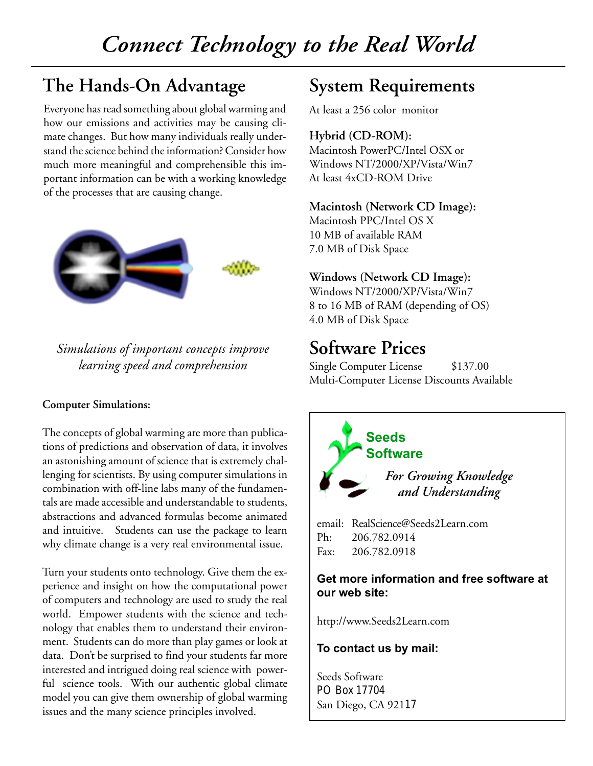# *Connect Technology to the Real World*

## The Hands-On Advantage

Everyone has read something about global warming and how our emissions and activities may be causing climate changes. But how many individuals really understand the science behind the information? Consider how much more meaningful and comprehensible this important information can be with a working knowledge of the processes that are causing change.

*Simulations of important concepts improve learning speed and comprehension*

**Computer Simulations:**

The concepts of global warming are more than publications of predictions and observation of data, it involves an astonishing amount of science that is extremely challenging for scientists. By using computer simulations in combination with off-line labs many of the fundamentals are made accessible and understandable to students, abstractions and advanced formulas become animated and intuitive. Students can use the package to learn why climate change is a very real environmental issue.

Turn your students onto technology. Give them the experience and insight on how the computational power of computers and technology are used to study the real world. Empower students with the science and technology that enables them to understand their environment. Students can do more than play games or look at data. Don't be surprised to find your students far more interested and intrigued doing real science with powerful science tools. With our authentic global climate model you can give them ownership of global warming issues and the many science principles involved.

## System Requirements

At least a 256 color monitor

**Hybrid (CD-ROM):**
Macintosh PowerPC/Intel OSX or
Windows NT/2000/XP/Vista/Win7
At least 4xCD-ROM Drive

**Macintosh (Network CD Image):**
Macintosh PPC/Intel OS X
10 MB of available RAM
7.0 MB of Disk Space

**Windows (Network CD Image):**
Windows NT/2000/XP/Vista/Win7
8 to 16 MB of RAM (depending of OS)
4.0 MB of Disk Space

## Software Prices

Single Computer License $137.00
Multi-Computer License Discounts Available

**Seeds Software**

*For Growing Knowledge and Understanding*

email: RealScience@Seeds2Learn.com
Ph: 206.782.0914
Fax: 206.782.0918

**Get more information and free software at our web site:**

http://www.Seeds2Learn.com

**To contact us by mail:**

Seeds Software
PO Box 17704
San Diego, CA 92117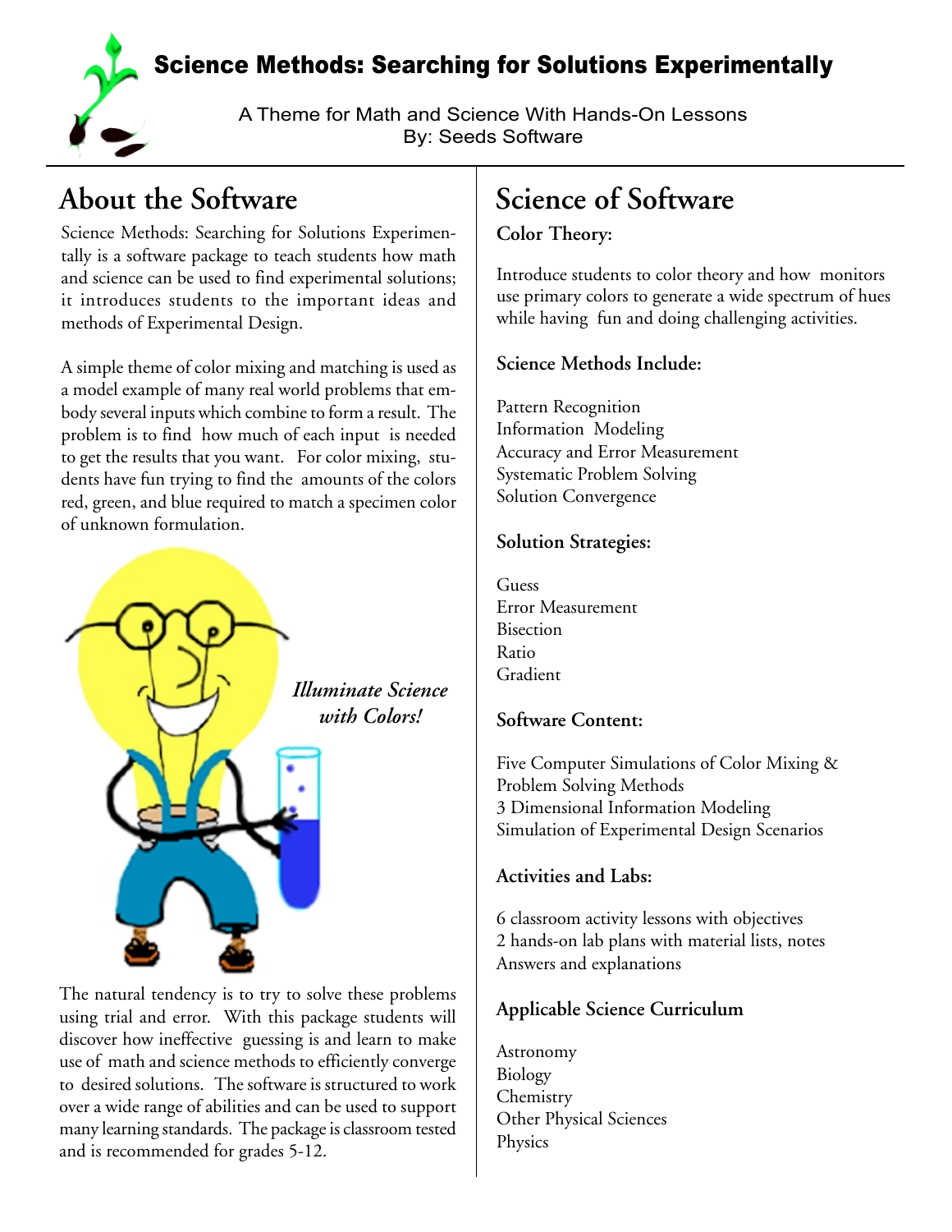# Science Methods: Searching for Solutions Experimentally

A Theme for Math and Science With Hands-On Lessons
By: Seeds Software

## About the Software

Science Methods: Searching for Solutions Experimentally is a software package to teach students how math and science can be used to find experimental solutions; it introduces students to the important ideas and methods of Experimental Design.

A simple theme of color mixing and matching is used as a model example of many real world problems that embody several inputs which combine to form a result. The problem is to find how much of each input is needed to get the results that you want. For color mixing, students have fun trying to find the amounts of the colors red, green, and blue required to match a specimen color of unknown formulation.

*Illuminate Science with Colors!*

The natural tendency is to try to solve these problems using trial and error. With this package students will discover how ineffective guessing is and learn to make use of math and science methods to efficiently converge to desired solutions. The software is structured to work over a wide range of abilities and can be used to support many learning standards. The package is classroom tested and is recommended for grades 5-12.

## Science of Software

**Color Theory:**

Introduce students to color theory and how monitors use primary colors to generate a wide spectrum of hues while having fun and doing challenging activities.

**Science Methods Include:**

Pattern Recognition
Information Modeling
Accuracy and Error Measurement
Systematic Problem Solving
Solution Convergence

**Solution Strategies:**

Guess
Error Measurement
Bisection
Ratio
Gradient

**Software Content:**

Five Computer Simulations of Color Mixing & Problem Solving Methods
3 Dimensional Information Modeling
Simulation of Experimental Design Scenarios

**Activities and Labs:**

6 classroom activity lessons with objectives
2 hands-on lab plans with material lists, notes
Answers and explanations

**Applicable Science Curriculum**

Astronomy
Biology
Chemistry
Other Physical Sciences
Physics